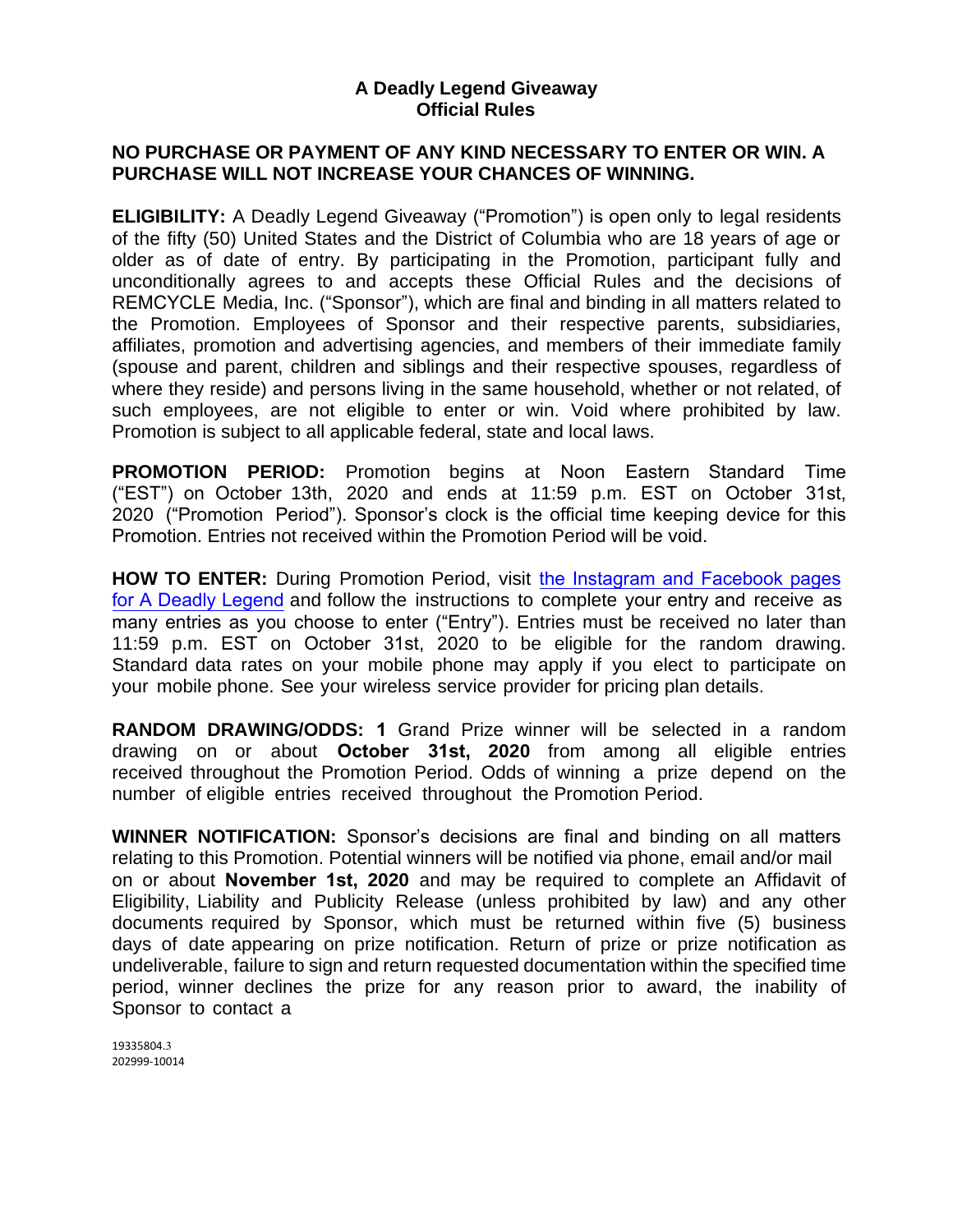# A Deadly Legend Giveaway
# Official Rules

**NO PURCHASE OR PAYMENT OF ANY KIND NECESSARY TO ENTER OR WIN. A PURCHASE WILL NOT INCREASE YOUR CHANCES OF WINNING.**

**ELIGIBILITY:** A Deadly Legend Giveaway ("Promotion") is open only to legal residents of the fifty (50) United States and the District of Columbia who are 18 years of age or older as of date of entry. By participating in the Promotion, participant fully and unconditionally agrees to and accepts these Official Rules and the decisions of REMCYCLE Media, Inc. ("Sponsor"), which are final and binding in all matters related to the Promotion. Employees of Sponsor and their respective parents, subsidiaries, affiliates, promotion and advertising agencies, and members of their immediate family (spouse and parent, children and siblings and their respective spouses, regardless of where they reside) and persons living in the same household, whether or not related, of such employees, are not eligible to enter or win. Void where prohibited by law. Promotion is subject to all applicable federal, state and local laws.

**PROMOTION PERIOD:** Promotion begins at Noon Eastern Standard Time ("EST") on October 13th, 2020 and ends at 11:59 p.m. EST on October 31st, 2020 ("Promotion Period"). Sponsor's clock is the official time keeping device for this Promotion. Entries not received within the Promotion Period will be void.

**HOW TO ENTER:** During Promotion Period, visit the Instagram and Facebook pages for A Deadly Legend and follow the instructions to complete your entry and receive as many entries as you choose to enter ("Entry"). Entries must be received no later than 11:59 p.m. EST on October 31st, 2020 to be eligible for the random drawing. Standard data rates on your mobile phone may apply if you elect to participate on your mobile phone. See your wireless service provider for pricing plan details.

**RANDOM DRAWING/ODDS: 1** Grand Prize winner will be selected in a random drawing on or about **October 31st, 2020** from among all eligible entries received throughout the Promotion Period. Odds of winning a prize depend on the number of eligible entries received throughout the Promotion Period.

**WINNER NOTIFICATION:** Sponsor's decisions are final and binding on all matters relating to this Promotion. Potential winners will be notified via phone, email and/or mail on or about **November 1st, 2020** and may be required to complete an Affidavit of Eligibility, Liability and Publicity Release (unless prohibited by law) and any other documents required by Sponsor, which must be returned within five (5) business days of date appearing on prize notification. Return of prize or prize notification as undeliverable, failure to sign and return requested documentation within the specified time period, winner declines the prize for any reason prior to award, the inability of Sponsor to contact a

19335804.3
202999-10014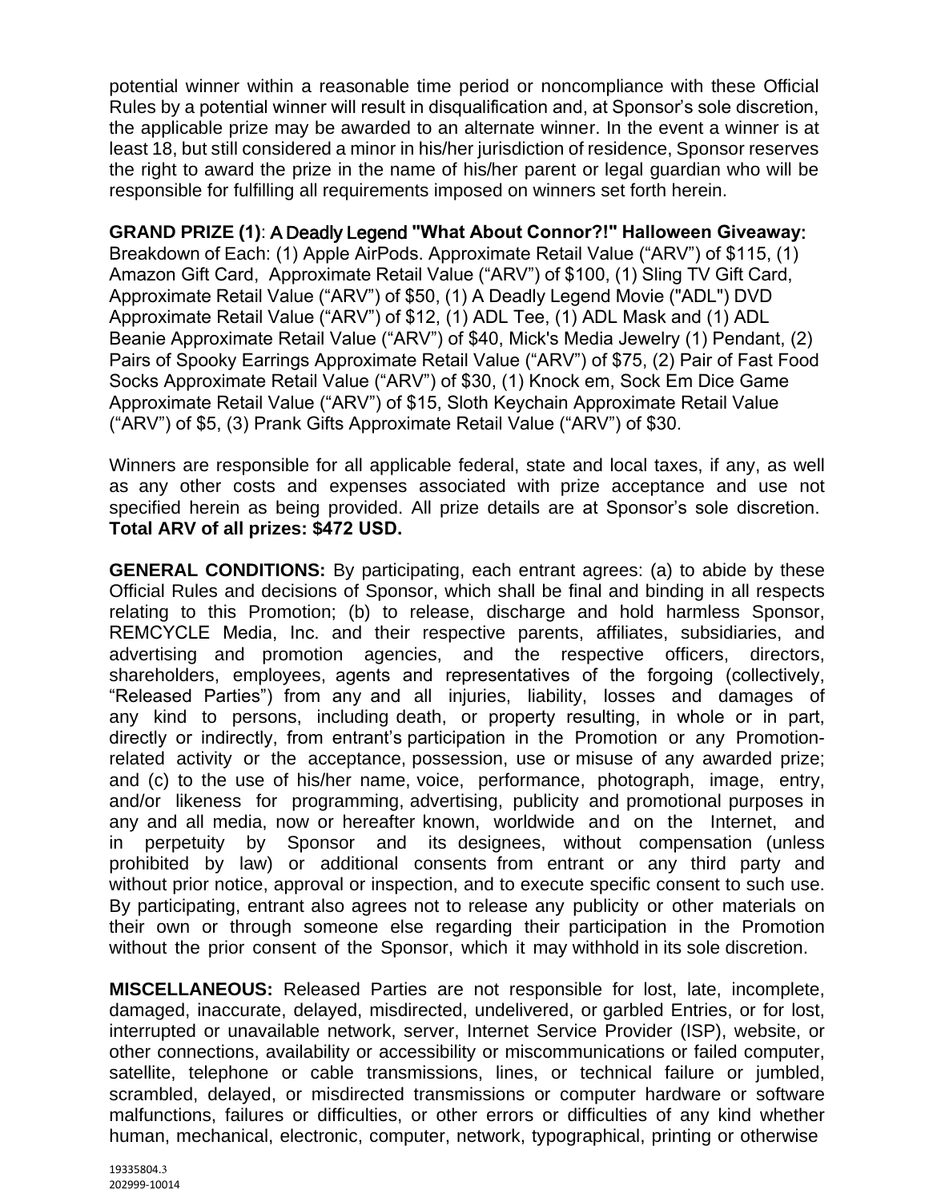potential winner within a reasonable time period or noncompliance with these Official Rules by a potential winner will result in disqualification and, at Sponsor's sole discretion, the applicable prize may be awarded to an alternate winner. In the event a winner is at least 18, but still considered a minor in his/her jurisdiction of residence, Sponsor reserves the right to award the prize in the name of his/her parent or legal guardian who will be responsible for fulfilling all requirements imposed on winners set forth herein.

**GRAND PRIZE (1)**: **A Deadly Legend "What About Connor?!" Halloween Giveaway**: Breakdown of Each: (1) Apple AirPods. Approximate Retail Value ("ARV") of $115, (1) Amazon Gift Card, Approximate Retail Value ("ARV") of $100, (1) Sling TV Gift Card, Approximate Retail Value ("ARV") of $50, (1) A Deadly Legend Movie ("ADL") DVD Approximate Retail Value ("ARV") of $12, (1) ADL Tee, (1) ADL Mask and (1) ADL Beanie Approximate Retail Value ("ARV") of $40, Mick's Media Jewelry (1) Pendant, (2) Pairs of Spooky Earrings Approximate Retail Value ("ARV") of $75, (2) Pair of Fast Food Socks Approximate Retail Value ("ARV") of $30, (1) Knock em, Sock Em Dice Game Approximate Retail Value ("ARV") of $15, Sloth Keychain Approximate Retail Value ("ARV") of $5, (3) Prank Gifts Approximate Retail Value ("ARV") of $30.

Winners are responsible for all applicable federal, state and local taxes, if any, as well as any other costs and expenses associated with prize acceptance and use not specified herein as being provided. All prize details are at Sponsor's sole discretion. **Total ARV of all prizes: $472 USD.**

**GENERAL CONDITIONS:** By participating, each entrant agrees: (a) to abide by these Official Rules and decisions of Sponsor, which shall be final and binding in all respects relating to this Promotion; (b) to release, discharge and hold harmless Sponsor, REMCYCLE Media, Inc. and their respective parents, affiliates, subsidiaries, and advertising and promotion agencies, and the respective officers, directors, shareholders, employees, agents and representatives of the forgoing (collectively, "Released Parties") from any and all injuries, liability, losses and damages of any kind to persons, including death, or property resulting, in whole or in part, directly or indirectly, from entrant's participation in the Promotion or any Promotion-related activity or the acceptance, possession, use or misuse of any awarded prize; and (c) to the use of his/her name, voice, performance, photograph, image, entry, and/or likeness for programming, advertising, publicity and promotional purposes in any and all media, now or hereafter known, worldwide and on the Internet, and in perpetuity by Sponsor and its designees, without compensation (unless prohibited by law) or additional consents from entrant or any third party and without prior notice, approval or inspection, and to execute specific consent to such use. By participating, entrant also agrees not to release any publicity or other materials on their own or through someone else regarding their participation in the Promotion without the prior consent of the Sponsor, which it may withhold in its sole discretion.

**MISCELLANEOUS:** Released Parties are not responsible for lost, late, incomplete, damaged, inaccurate, delayed, misdirected, undelivered, or garbled Entries, or for lost, interrupted or unavailable network, server, Internet Service Provider (ISP), website, or other connections, availability or accessibility or miscommunications or failed computer, satellite, telephone or cable transmissions, lines, or technical failure or jumbled, scrambled, delayed, or misdirected transmissions or computer hardware or software malfunctions, failures or difficulties, or other errors or difficulties of any kind whether human, mechanical, electronic, computer, network, typographical, printing or otherwise

19335804.3
202999-10014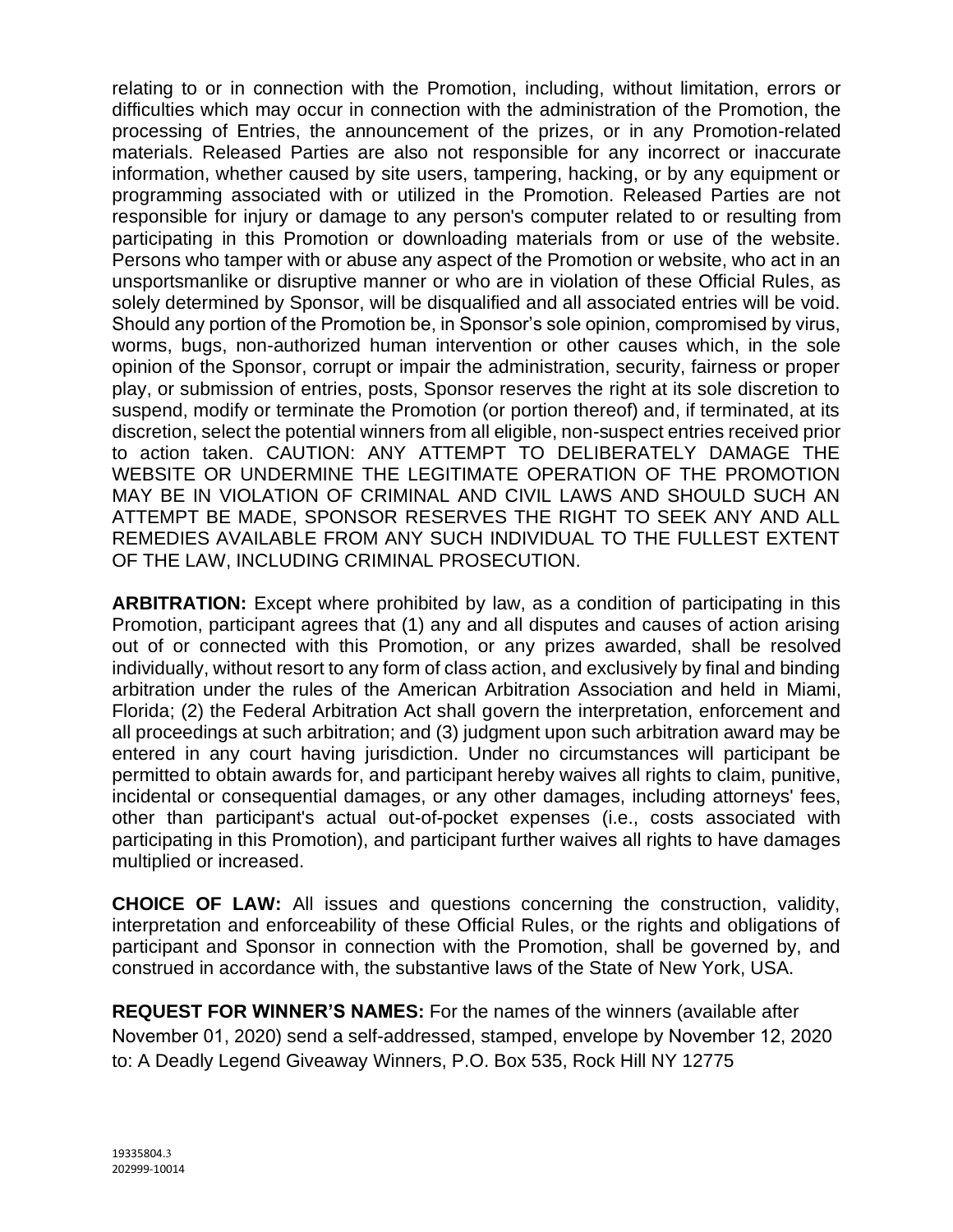relating to or in connection with the Promotion, including, without limitation, errors or difficulties which may occur in connection with the administration of the Promotion, the processing of Entries, the announcement of the prizes, or in any Promotion-related materials. Released Parties are also not responsible for any incorrect or inaccurate information, whether caused by site users, tampering, hacking, or by any equipment or programming associated with or utilized in the Promotion. Released Parties are not responsible for injury or damage to any person's computer related to or resulting from participating in this Promotion or downloading materials from or use of the website. Persons who tamper with or abuse any aspect of the Promotion or website, who act in an unsportsmanlike or disruptive manner or who are in violation of these Official Rules, as solely determined by Sponsor, will be disqualified and all associated entries will be void. Should any portion of the Promotion be, in Sponsor's sole opinion, compromised by virus, worms, bugs, non-authorized human intervention or other causes which, in the sole opinion of the Sponsor, corrupt or impair the administration, security, fairness or proper play, or submission of entries, posts, Sponsor reserves the right at its sole discretion to suspend, modify or terminate the Promotion (or portion thereof) and, if terminated, at its discretion, select the potential winners from all eligible, non-suspect entries received prior to action taken. CAUTION: ANY ATTEMPT TO DELIBERATELY DAMAGE THE WEBSITE OR UNDERMINE THE LEGITIMATE OPERATION OF THE PROMOTION MAY BE IN VIOLATION OF CRIMINAL AND CIVIL LAWS AND SHOULD SUCH AN ATTEMPT BE MADE, SPONSOR RESERVES THE RIGHT TO SEEK ANY AND ALL REMEDIES AVAILABLE FROM ANY SUCH INDIVIDUAL TO THE FULLEST EXTENT OF THE LAW, INCLUDING CRIMINAL PROSECUTION.

**ARBITRATION:** Except where prohibited by law, as a condition of participating in this Promotion, participant agrees that (1) any and all disputes and causes of action arising out of or connected with this Promotion, or any prizes awarded, shall be resolved individually, without resort to any form of class action, and exclusively by final and binding arbitration under the rules of the American Arbitration Association and held in Miami, Florida; (2) the Federal Arbitration Act shall govern the interpretation, enforcement and all proceedings at such arbitration; and (3) judgment upon such arbitration award may be entered in any court having jurisdiction. Under no circumstances will participant be permitted to obtain awards for, and participant hereby waives all rights to claim, punitive, incidental or consequential damages, or any other damages, including attorneys' fees, other than participant's actual out-of-pocket expenses (i.e., costs associated with participating in this Promotion), and participant further waives all rights to have damages multiplied or increased.

**CHOICE OF LAW:** All issues and questions concerning the construction, validity, interpretation and enforceability of these Official Rules, or the rights and obligations of participant and Sponsor in connection with the Promotion, shall be governed by, and construed in accordance with, the substantive laws of the State of New York, USA.

**REQUEST FOR WINNER'S NAMES:** For the names of the winners (available after November 01, 2020) send a self-addressed, stamped, envelope by November 12, 2020 to: A Deadly Legend Giveaway Winners, P.O. Box 535, Rock Hill NY 12775

19335804.3
202999-10014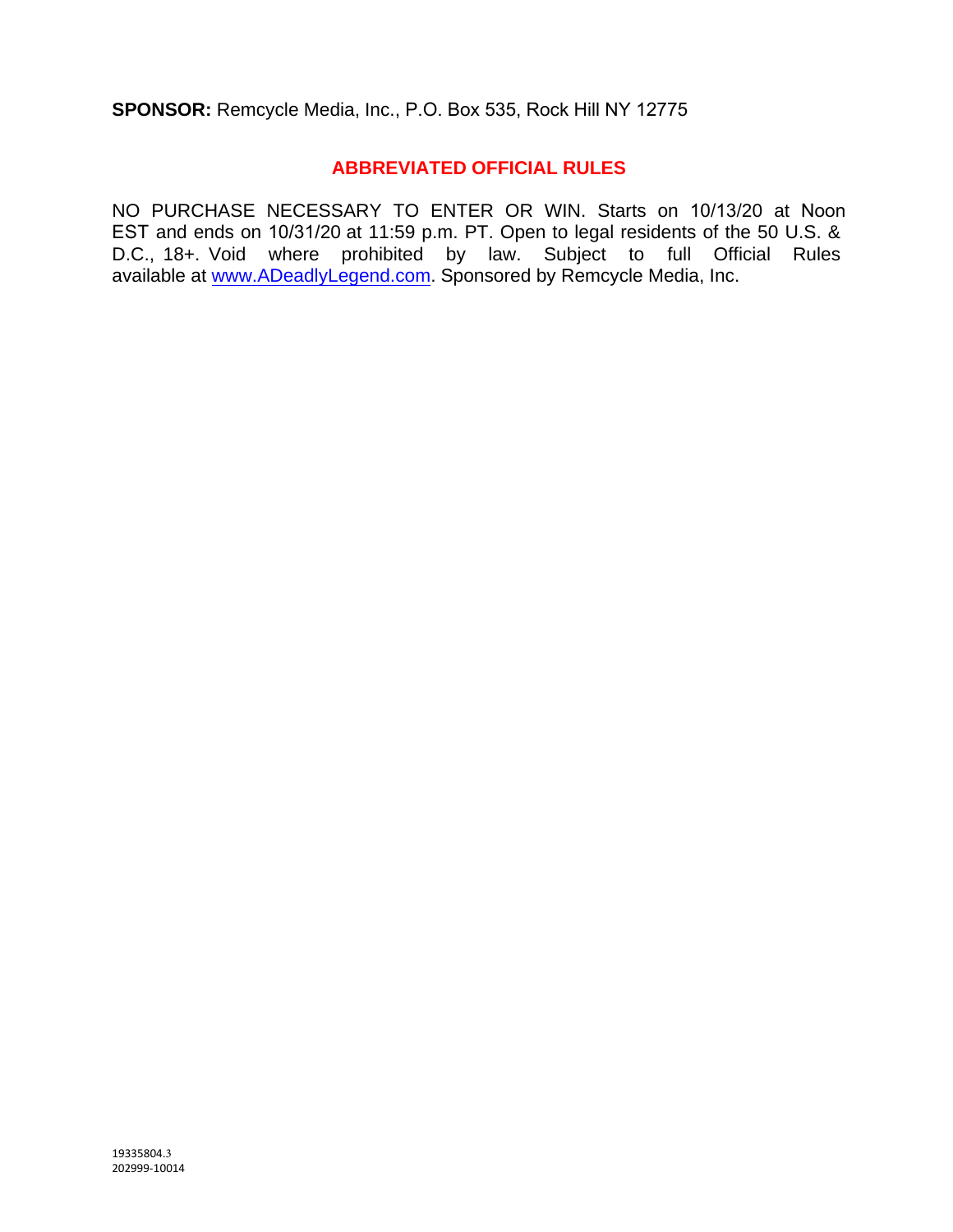**SPONSOR:** Remcycle Media, Inc., P.O. Box 535, Rock Hill NY 12775

## ABBREVIATED OFFICIAL RULES

NO PURCHASE NECESSARY TO ENTER OR WIN. Starts on 10/13/20 at Noon EST and ends on 10/31/20 at 11:59 p.m. PT. Open to legal residents of the 50 U.S. & D.C., 18+. Void where prohibited by law. Subject to full Official Rules available at www.ADeadlyLegend.com. Sponsored by Remcycle Media, Inc.

19335804.3
202999-10014